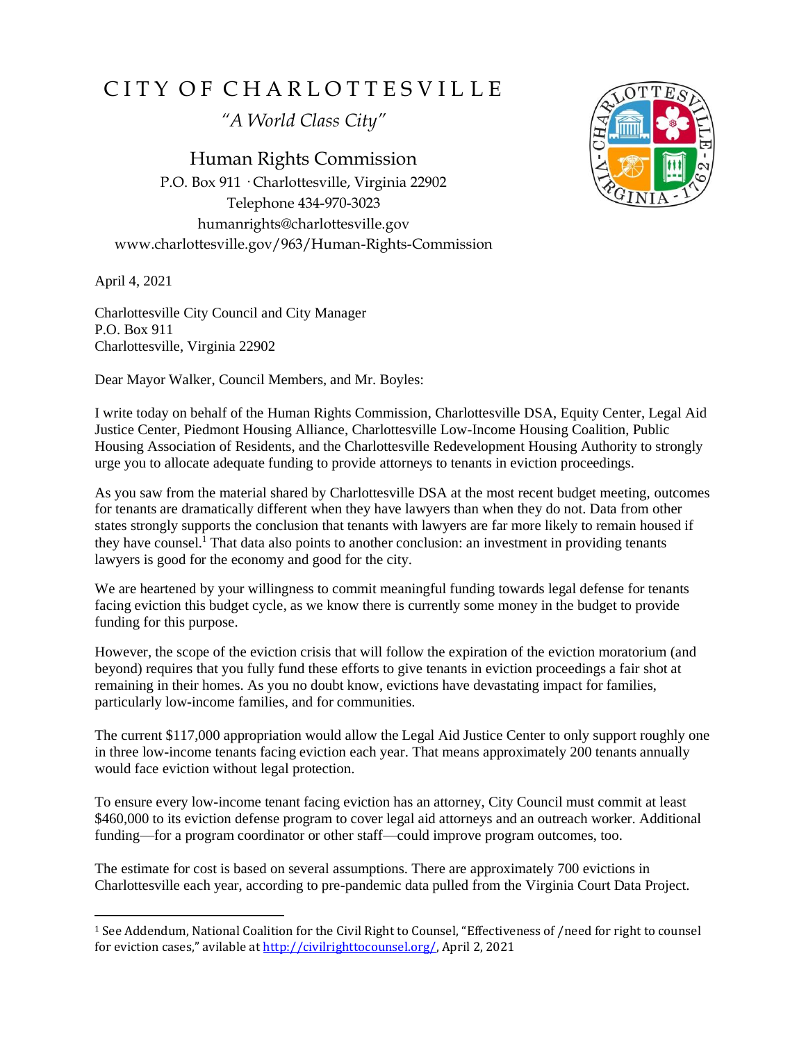# CITY OF CHARLOTTESVILLE

*"A World Class City"*

Human Rights Commission
P.O. Box 911 · Charlottesville, Virginia 22902
Telephone 434-970-3023
humanrights@charlottesville.gov
www.charlottesville.gov/963/Human-Rights-Commission

April 4, 2021

Charlottesville City Council and City Manager
P.O. Box 911
Charlottesville, Virginia 22902

Dear Mayor Walker, Council Members, and Mr. Boyles:

I write today on behalf of the Human Rights Commission, Charlottesville DSA, Equity Center, Legal Aid Justice Center, Piedmont Housing Alliance, Charlottesville Low-Income Housing Coalition, Public Housing Association of Residents, and the Charlottesville Redevelopment Housing Authority to strongly urge you to allocate adequate funding to provide attorneys to tenants in eviction proceedings.

As you saw from the material shared by Charlottesville DSA at the most recent budget meeting, outcomes for tenants are dramatically different when they have lawyers than when they do not. Data from other states strongly supports the conclusion that tenants with lawyers are far more likely to remain housed if they have counsel.[1] That data also points to another conclusion: an investment in providing tenants lawyers is good for the economy and good for the city.

We are heartened by your willingness to commit meaningful funding towards legal defense for tenants facing eviction this budget cycle, as we know there is currently some money in the budget to provide funding for this purpose.

However, the scope of the eviction crisis that will follow the expiration of the eviction moratorium (and beyond) requires that you fully fund these efforts to give tenants in eviction proceedings a fair shot at remaining in their homes. As you no doubt know, evictions have devastating impact for families, particularly low-income families, and for communities.

The current $117,000 appropriation would allow the Legal Aid Justice Center to only support roughly one in three low-income tenants facing eviction each year. That means approximately 200 tenants annually would face eviction without legal protection.

To ensure every low-income tenant facing eviction has an attorney, City Council must commit at least $460,000 to its eviction defense program to cover legal aid attorneys and an outreach worker. Additional funding—for a program coordinator or other staff—could improve program outcomes, too.

The estimate for cost is based on several assumptions. There are approximately 700 evictions in Charlottesville each year, according to pre-pandemic data pulled from the Virginia Court Data Project.

---

[1] See Addendum, National Coalition for the Civil Right to Counsel, "Effectiveness of /need for right to counsel for eviction cases," avilable at http://civilrighttocounsel.org/, April 2, 2021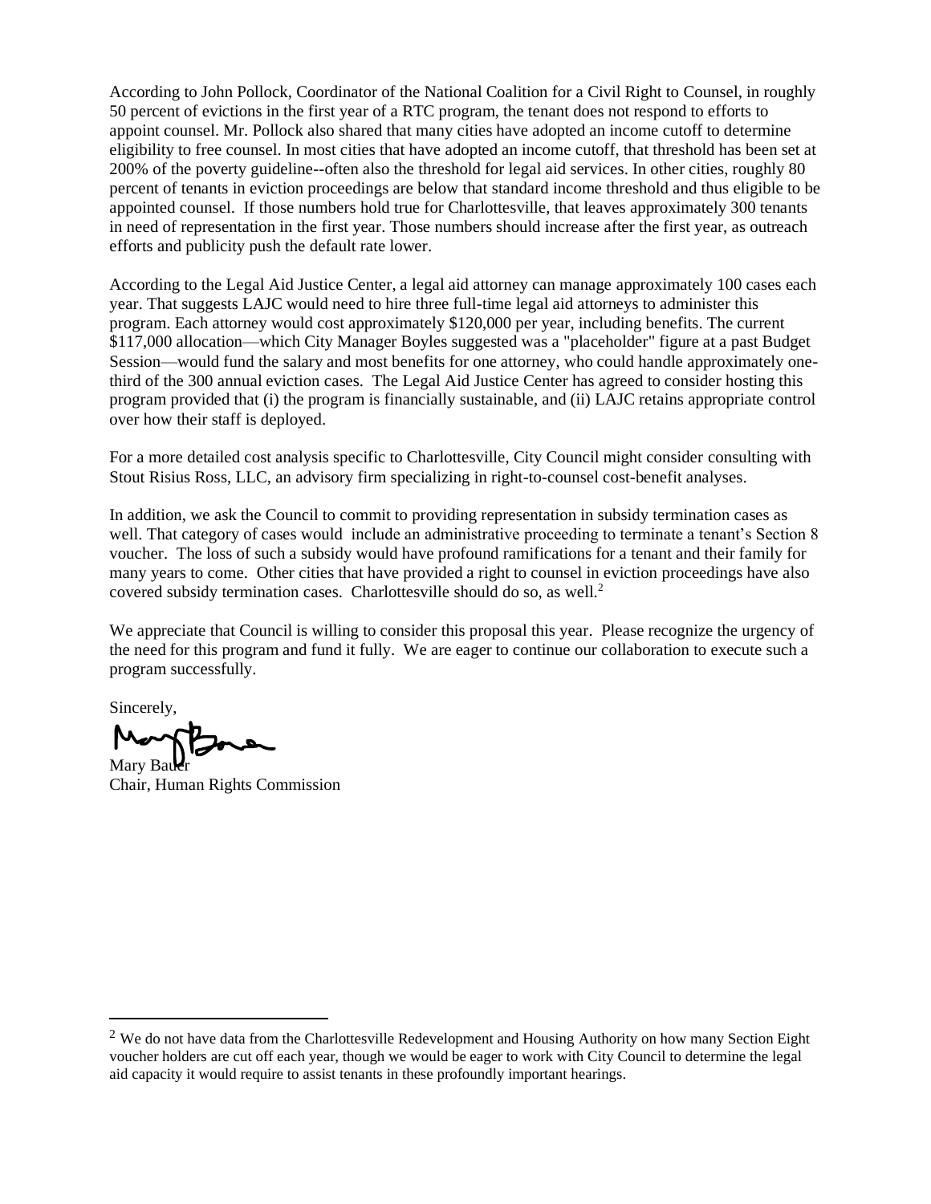According to John Pollock, Coordinator of the National Coalition for a Civil Right to Counsel, in roughly 50 percent of evictions in the first year of a RTC program, the tenant does not respond to efforts to appoint counsel. Mr. Pollock also shared that many cities have adopted an income cutoff to determine eligibility to free counsel. In most cities that have adopted an income cutoff, that threshold has been set at 200% of the poverty guideline--often also the threshold for legal aid services. In other cities, roughly 80 percent of tenants in eviction proceedings are below that standard income threshold and thus eligible to be appointed counsel. If those numbers hold true for Charlottesville, that leaves approximately 300 tenants in need of representation in the first year. Those numbers should increase after the first year, as outreach efforts and publicity push the default rate lower.

According to the Legal Aid Justice Center, a legal aid attorney can manage approximately 100 cases each year. That suggests LAJC would need to hire three full-time legal aid attorneys to administer this program. Each attorney would cost approximately $120,000 per year, including benefits. The current $117,000 allocation—which City Manager Boyles suggested was a "placeholder" figure at a past Budget Session—would fund the salary and most benefits for one attorney, who could handle approximately one-third of the 300 annual eviction cases. The Legal Aid Justice Center has agreed to consider hosting this program provided that (i) the program is financially sustainable, and (ii) LAJC retains appropriate control over how their staff is deployed.

For a more detailed cost analysis specific to Charlottesville, City Council might consider consulting with Stout Risius Ross, LLC, an advisory firm specializing in right-to-counsel cost-benefit analyses.

In addition, we ask the Council to commit to providing representation in subsidy termination cases as well. That category of cases would include an administrative proceeding to terminate a tenant's Section 8 voucher. The loss of such a subsidy would have profound ramifications for a tenant and their family for many years to come. Other cities that have provided a right to counsel in eviction proceedings have also covered subsidy termination cases. Charlottesville should do so, as well.[2]

We appreciate that Council is willing to consider this proposal this year. Please recognize the urgency of the need for this program and fund it fully. We are eager to continue our collaboration to execute such a program successfully.

Sincerely,

Mary Bauer
Chair, Human Rights Commission

[2] We do not have data from the Charlottesville Redevelopment and Housing Authority on how many Section Eight voucher holders are cut off each year, though we would be eager to work with City Council to determine the legal aid capacity it would require to assist tenants in these profoundly important hearings.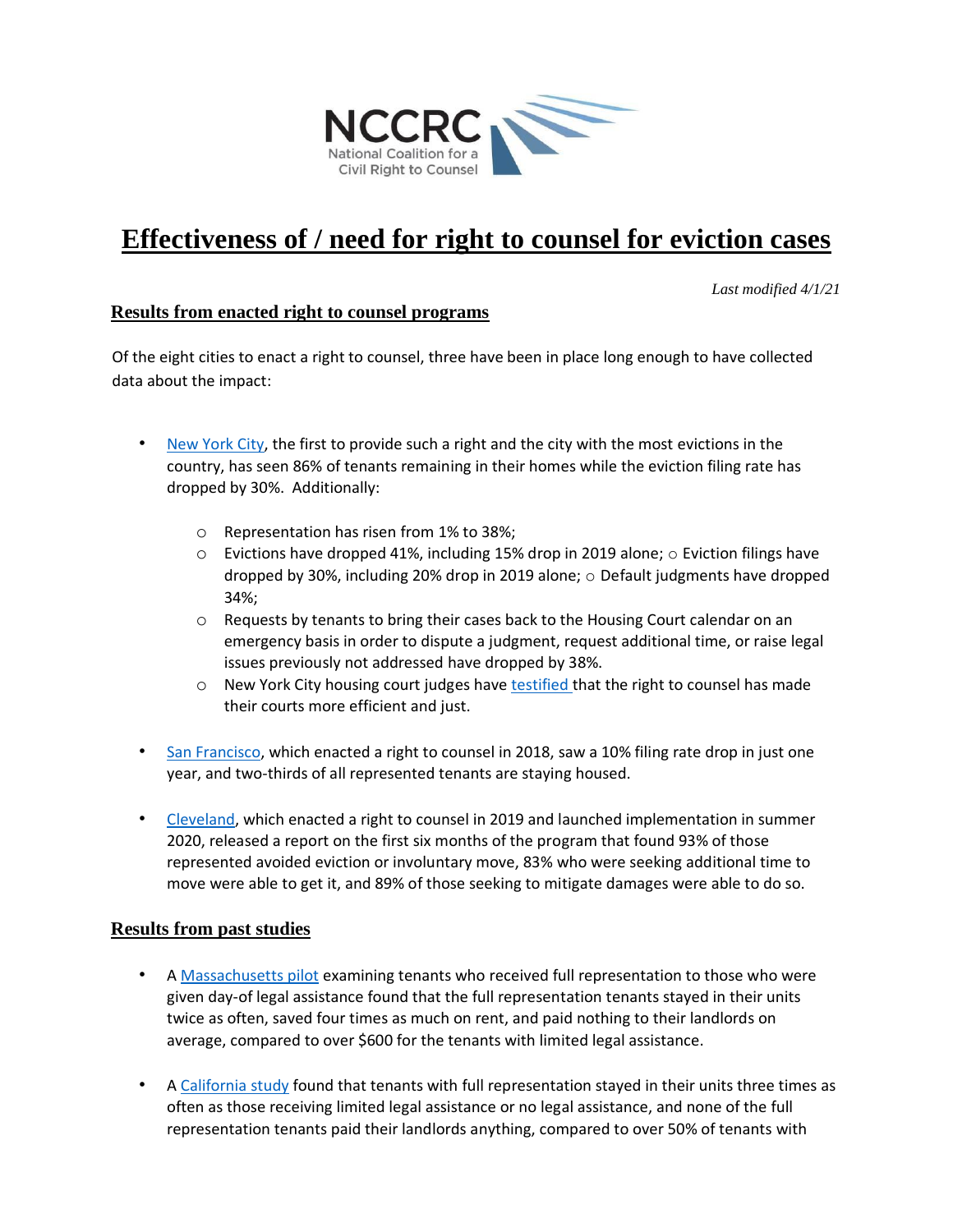NCCRC
National Coalition for a Civil Right to Counsel

# Effectiveness of / need for right to counsel for eviction cases

*Last modified 4/1/21*

## Results from enacted right to counsel programs

Of the eight cities to enact a right to counsel, three have been in place long enough to have collected data about the impact:

- [New York City](), the first to provide such a right and the city with the most evictions in the country, has seen 86% of tenants remaining in their homes while the eviction filing rate has dropped by 30%. Additionally:
  - Representation has risen from 1% to 38%;
  - Evictions have dropped 41%, including 15% drop in 2019 alone; ○ Eviction filings have dropped by 30%, including 20% drop in 2019 alone; ○ Default judgments have dropped 34%;
  - Requests by tenants to bring their cases back to the Housing Court calendar on an emergency basis in order to dispute a judgment, request additional time, or raise legal issues previously not addressed have dropped by 38%.
  - New York City housing court judges have [testified]() that the right to counsel has made their courts more efficient and just.
- [San Francisco](), which enacted a right to counsel in 2018, saw a 10% filing rate drop in just one year, and two-thirds of all represented tenants are staying housed.
- [Cleveland](), which enacted a right to counsel in 2019 and launched implementation in summer 2020, released a report on the first six months of the program that found 93% of those represented avoided eviction or involuntary move, 83% who were seeking additional time to move were able to get it, and 89% of those seeking to mitigate damages were able to do so.

## Results from past studies

- A [Massachusetts pilot]() examining tenants who received full representation to those who were given day-of legal assistance found that the full representation tenants stayed in their units twice as often, saved four times as much on rent, and paid nothing to their landlords on average, compared to over $600 for the tenants with limited legal assistance.
- A [California study]() found that tenants with full representation stayed in their units three times as often as those receiving limited legal assistance or no legal assistance, and none of the full representation tenants paid their landlords anything, compared to over 50% of tenants with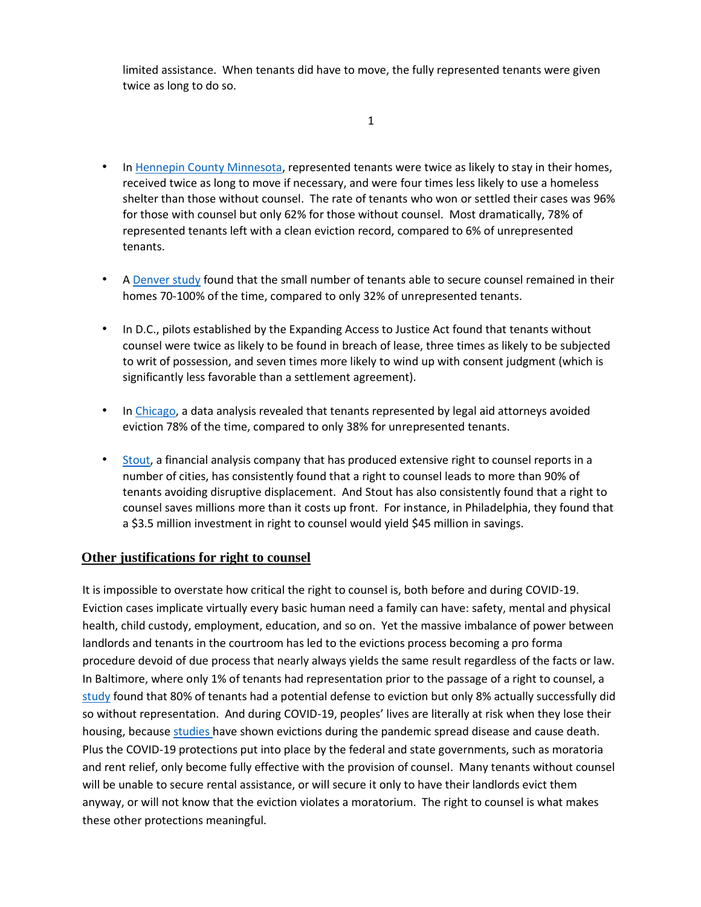limited assistance. When tenants did have to move, the fully represented tenants were given twice as long to do so.

- In Hennepin County Minnesota, represented tenants were twice as likely to stay in their homes, received twice as long to move if necessary, and were four times less likely to use a homeless shelter than those without counsel. The rate of tenants who won or settled their cases was 96% for those with counsel but only 62% for those without counsel. Most dramatically, 78% of represented tenants left with a clean eviction record, compared to 6% of unrepresented tenants.

- A Denver study found that the small number of tenants able to secure counsel remained in their homes 70-100% of the time, compared to only 32% of unrepresented tenants.

- In D.C., pilots established by the Expanding Access to Justice Act found that tenants without counsel were twice as likely to be found in breach of lease, three times as likely to be subjected to writ of possession, and seven times more likely to wind up with consent judgment (which is significantly less favorable than a settlement agreement).

- In Chicago, a data analysis revealed that tenants represented by legal aid attorneys avoided eviction 78% of the time, compared to only 38% for unrepresented tenants.

- Stout, a financial analysis company that has produced extensive right to counsel reports in a number of cities, has consistently found that a right to counsel leads to more than 90% of tenants avoiding disruptive displacement. And Stout has also consistently found that a right to counsel saves millions more than it costs up front. For instance, in Philadelphia, they found that a $3.5 million investment in right to counsel would yield $45 million in savings.

## Other justifications for right to counsel

It is impossible to overstate how critical the right to counsel is, both before and during COVID-19. Eviction cases implicate virtually every basic human need a family can have: safety, mental and physical health, child custody, employment, education, and so on. Yet the massive imbalance of power between landlords and tenants in the courtroom has led to the evictions process becoming a pro forma procedure devoid of due process that nearly always yields the same result regardless of the facts or law. In Baltimore, where only 1% of tenants had representation prior to the passage of a right to counsel, a study found that 80% of tenants had a potential defense to eviction but only 8% actually successfully did so without representation. And during COVID-19, peoples' lives are literally at risk when they lose their housing, because studies have shown evictions during the pandemic spread disease and cause death. Plus the COVID-19 protections put into place by the federal and state governments, such as moratoria and rent relief, only become fully effective with the provision of counsel. Many tenants without counsel will be unable to secure rental assistance, or will secure it only to have their landlords evict them anyway, or will not know that the eviction violates a moratorium. The right to counsel is what makes these other protections meaningful.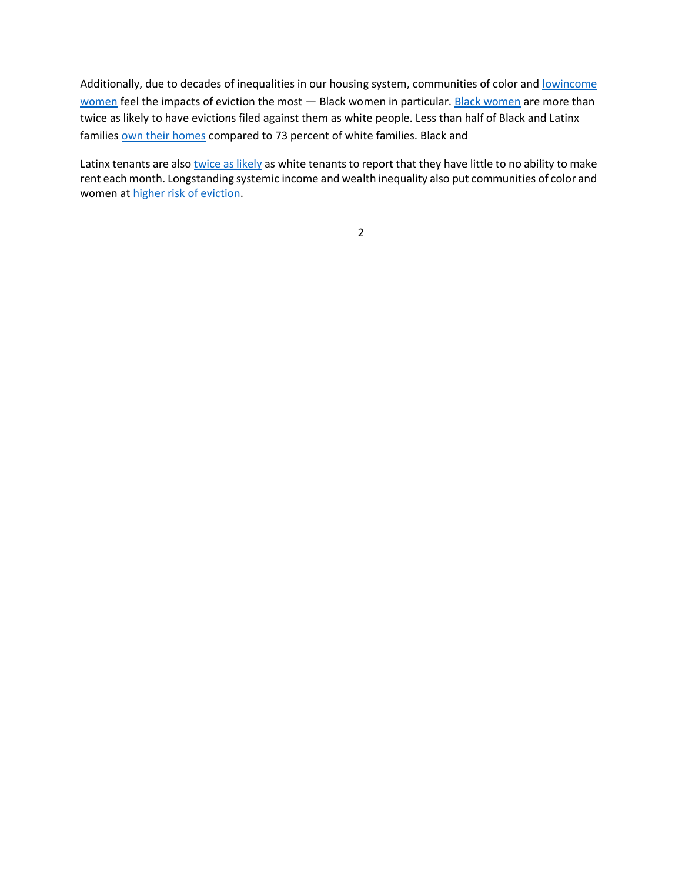Additionally, due to decades of inequalities in our housing system, communities of color and lowincome women feel the impacts of eviction the most — Black women in particular. Black women are more than twice as likely to have evictions filed against them as white people. Less than half of Black and Latinx families own their homes compared to 73 percent of white families. Black and

Latinx tenants are also twice as likely as white tenants to report that they have little to no ability to make rent each month. Longstanding systemic income and wealth inequality also put communities of color and women at higher risk of eviction.